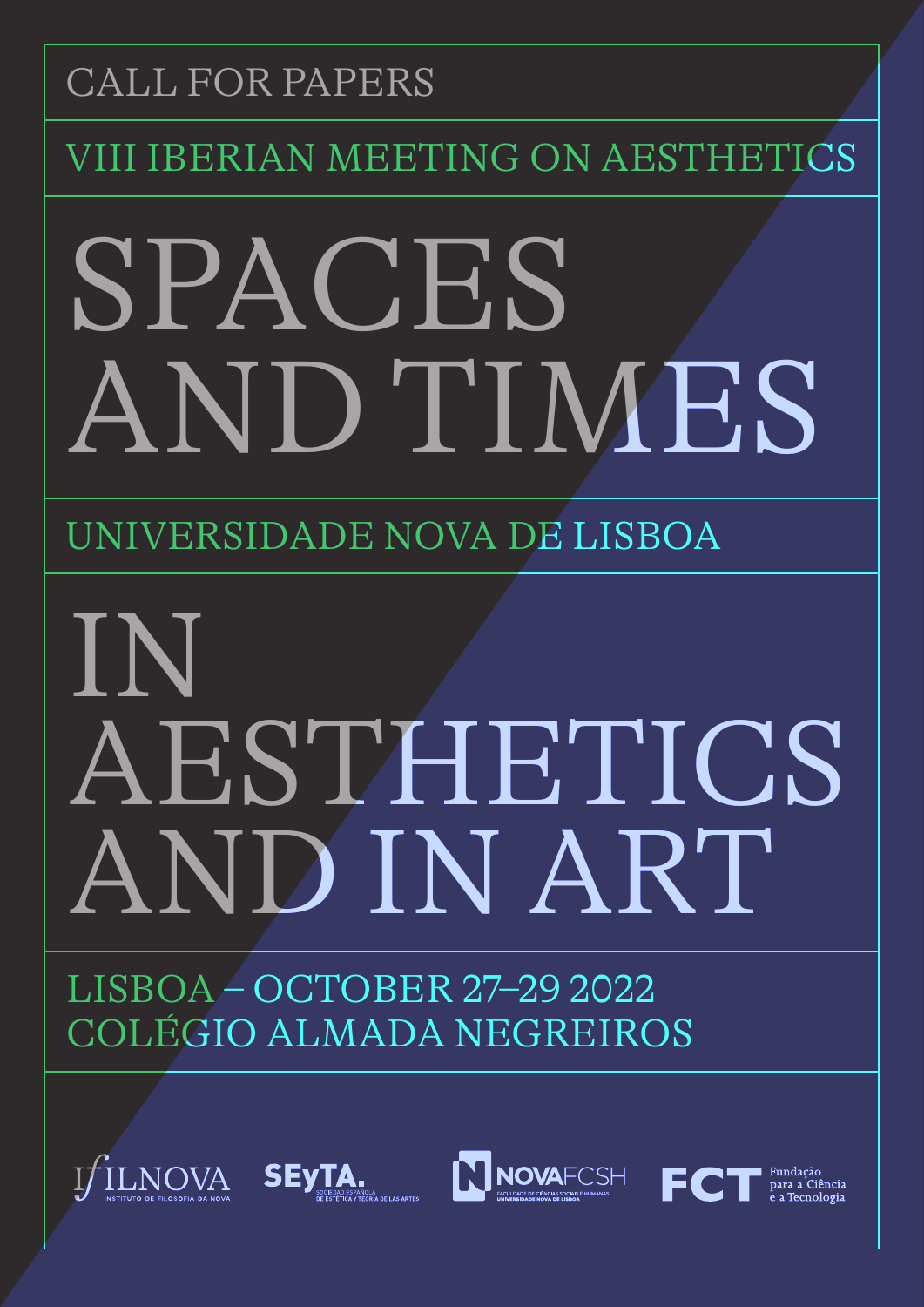CALL FOR PAPERS

VIII IBERIAN MEETING ON AESTHETICS

# SPACES AND TIMES

UNIVERSIDADE NOVA DE LISBOA

# IN AESTHETICS AND IN ART

LISBOA – OCTOBER 27–29 2022
COLÉGIO ALMADA NEGREIROS

IfILNOVA INSTITUTO DE FILOSOFIA DA NOVA

SEyTA. SOCIEDAD ESPAÑOLA DE ESTÉTICA Y TEORÍA DE LAS ARTES

NOVAFCSH FACULDADE DE CIÊNCIAS SOCIAIS E HUMANAS UNIVERSIDADE NOVA DE LISBOA

FCT Fundação para a Ciência e a Tecnologia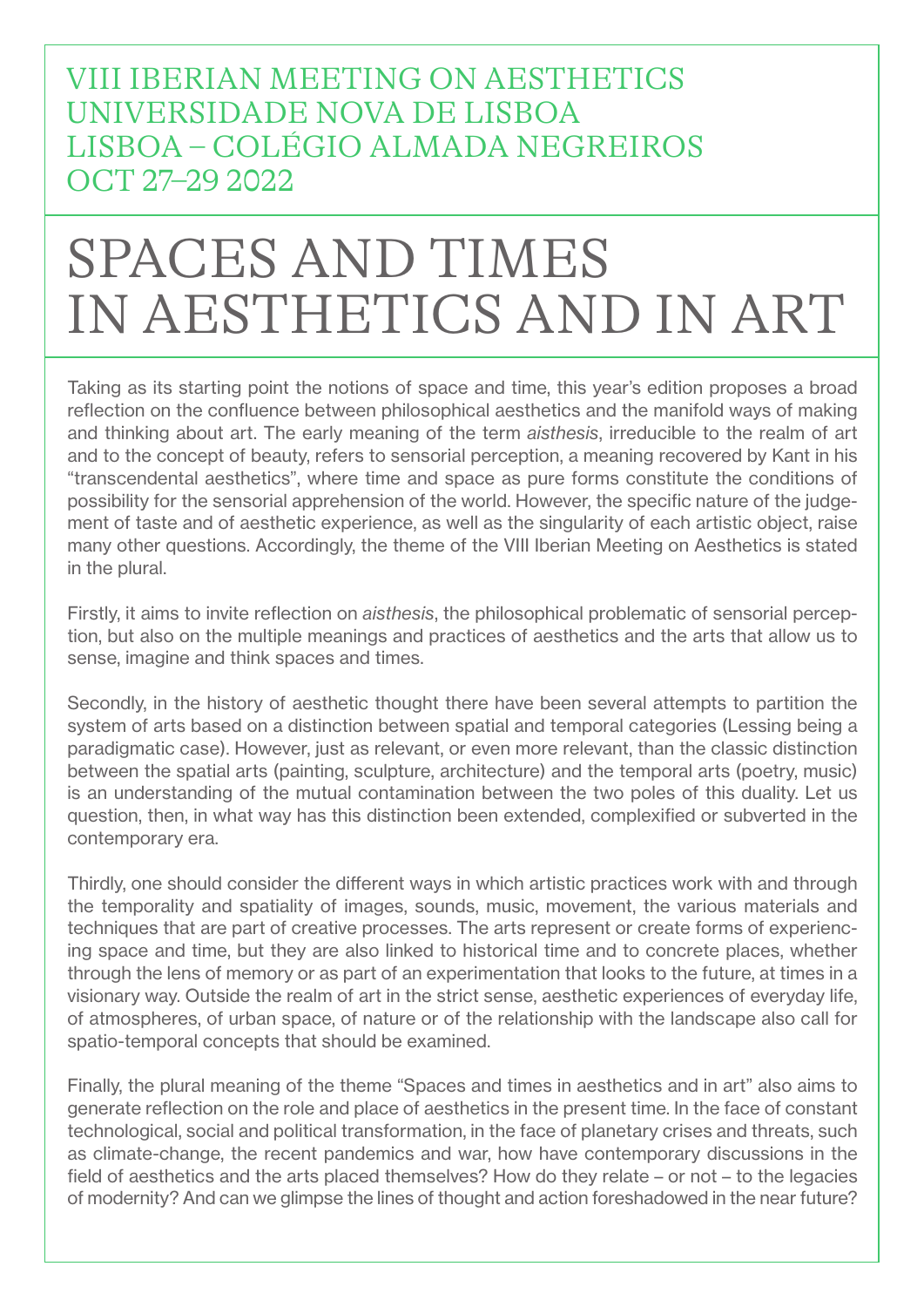VIII IBERIAN MEETING ON AESTHETICS
UNIVERSIDADE NOVA DE LISBOA
LISBOA – COLÉGIO ALMADA NEGREIROS
OCT 27–29 2022

# SPACES AND TIMES IN AESTHETICS AND IN ART

Taking as its starting point the notions of space and time, this year's edition proposes a broad reflection on the confluence between philosophical aesthetics and the manifold ways of making and thinking about art. The early meaning of the term *aisthesis*, irreducible to the realm of art and to the concept of beauty, refers to sensorial perception, a meaning recovered by Kant in his "transcendental aesthetics", where time and space as pure forms constitute the conditions of possibility for the sensorial apprehension of the world. However, the specific nature of the judgement of taste and of aesthetic experience, as well as the singularity of each artistic object, raise many other questions. Accordingly, the theme of the VIII Iberian Meeting on Aesthetics is stated in the plural.

Firstly, it aims to invite reflection on *aisthesis*, the philosophical problematic of sensorial perception, but also on the multiple meanings and practices of aesthetics and the arts that allow us to sense, imagine and think spaces and times.

Secondly, in the history of aesthetic thought there have been several attempts to partition the system of arts based on a distinction between spatial and temporal categories (Lessing being a paradigmatic case). However, just as relevant, or even more relevant, than the classic distinction between the spatial arts (painting, sculpture, architecture) and the temporal arts (poetry, music) is an understanding of the mutual contamination between the two poles of this duality. Let us question, then, in what way has this distinction been extended, complexified or subverted in the contemporary era.

Thirdly, one should consider the different ways in which artistic practices work with and through the temporality and spatiality of images, sounds, music, movement, the various materials and techniques that are part of creative processes. The arts represent or create forms of experiencing space and time, but they are also linked to historical time and to concrete places, whether through the lens of memory or as part of an experimentation that looks to the future, at times in a visionary way. Outside the realm of art in the strict sense, aesthetic experiences of everyday life, of atmospheres, of urban space, of nature or of the relationship with the landscape also call for spatio-temporal concepts that should be examined.

Finally, the plural meaning of the theme "Spaces and times in aesthetics and in art" also aims to generate reflection on the role and place of aesthetics in the present time. In the face of constant technological, social and political transformation, in the face of planetary crises and threats, such as climate-change, the recent pandemics and war, how have contemporary discussions in the field of aesthetics and the arts placed themselves? How do they relate – or not – to the legacies of modernity? And can we glimpse the lines of thought and action foreshadowed in the near future?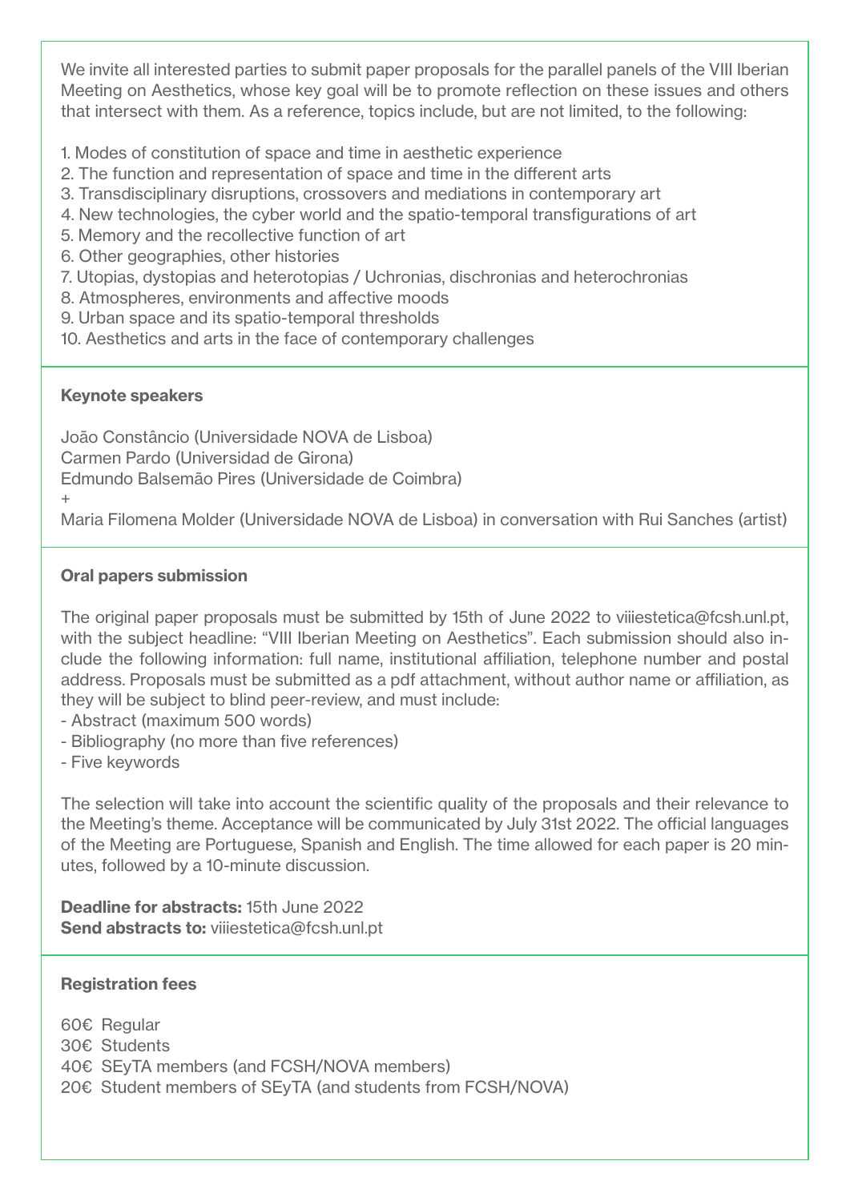We invite all interested parties to submit paper proposals for the parallel panels of the VIII Iberian Meeting on Aesthetics, whose key goal will be to promote reflection on these issues and others that intersect with them. As a reference, topics include, but are not limited, to the following:

1. Modes of constitution of space and time in aesthetic experience
2. The function and representation of space and time in the different arts
3. Transdisciplinary disruptions, crossovers and mediations in contemporary art
4. New technologies, the cyber world and the spatio-temporal transfigurations of art
5. Memory and the recollective function of art
6. Other geographies, other histories
7. Utopias, dystopias and heterotopias / Uchronias, dischronias and heterochronias
8. Atmospheres, environments and affective moods
9. Urban space and its spatio-temporal thresholds
10. Aesthetics and arts in the face of contemporary challenges

### Keynote speakers

João Constâncio (Universidade NOVA de Lisboa)
Carmen Pardo (Universidad de Girona)
Edmundo Balsemão Pires (Universidade de Coimbra)
+
Maria Filomena Molder (Universidade NOVA de Lisboa) in conversation with Rui Sanches (artist)

### Oral papers submission

The original paper proposals must be submitted by 15th of June 2022 to viiiestetica@fcsh.unl.pt, with the subject headline: "VIII Iberian Meeting on Aesthetics". Each submission should also include the following information: full name, institutional affiliation, telephone number and postal address. Proposals must be submitted as a pdf attachment, without author name or affiliation, as they will be subject to blind peer-review, and must include:

- Abstract (maximum 500 words)
- Bibliography (no more than five references)
- Five keywords

The selection will take into account the scientific quality of the proposals and their relevance to the Meeting's theme. Acceptance will be communicated by July 31st 2022. The official languages of the Meeting are Portuguese, Spanish and English. The time allowed for each paper is 20 minutes, followed by a 10-minute discussion.

**Deadline for abstracts:** 15th June 2022
**Send abstracts to:** viiiestetica@fcsh.unl.pt

### Registration fees

60€ Regular
30€ Students
40€ SEyTA members (and FCSH/NOVA members)
20€ Student members of SEyTA (and students from FCSH/NOVA)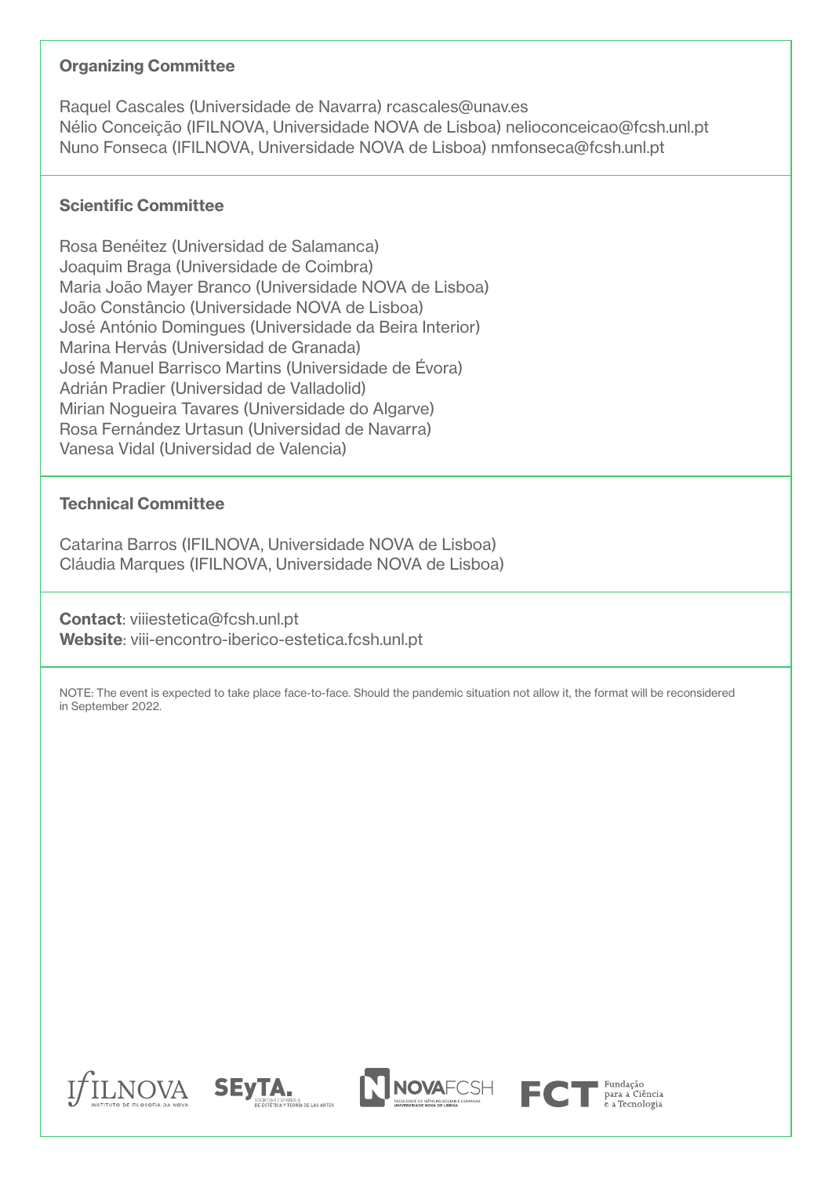**Organizing Committee**

Raquel Cascales (Universidade de Navarra) rcascales@unav.es
Nélio Conceição (IFILNOVA, Universidade NOVA de Lisboa) nelioconceicao@fcsh.unl.pt
Nuno Fonseca (IFILNOVA, Universidade NOVA de Lisboa) nmfonseca@fcsh.unl.pt

**Scientific Committee**

Rosa Benéitez (Universidad de Salamanca)
Joaquim Braga (Universidade de Coimbra)
Maria João Mayer Branco (Universidade NOVA de Lisboa)
João Constâncio (Universidade NOVA de Lisboa)
José António Domingues (Universidade da Beira Interior)
Marina Hervás (Universidad de Granada)
José Manuel Barrisco Martins (Universidade de Évora)
Adrián Pradier (Universidad de Valladolid)
Mirian Nogueira Tavares (Universidade do Algarve)
Rosa Fernández Urtasun (Universidad de Navarra)
Vanesa Vidal (Universidad de Valencia)

**Technical Committee**

Catarina Barros (IFILNOVA, Universidade NOVA de Lisboa)
Cláudia Marques (IFILNOVA, Universidade NOVA de Lisboa)

**Contact**: viiiestetica@fcsh.unl.pt
**Website**: viii-encontro-iberico-estetica.fcsh.unl.pt

NOTE: The event is expected to take place face-to-face. Should the pandemic situation not allow it, the format will be reconsidered in September 2022.

IfILNOVA INSTITUTO DE FILOSOFIA DA NOVA

SEyTA. SOCIEDAD ESPAÑOLA DE ESTÉTICA Y TEORÍA DE LAS ARTES

NOVAFCSH FACULDADE DE CIÊNCIAS SOCIAIS E HUMANAS UNIVERSIDADE NOVA DE LISBOA

FCT Fundação para a Ciência e a Tecnologia